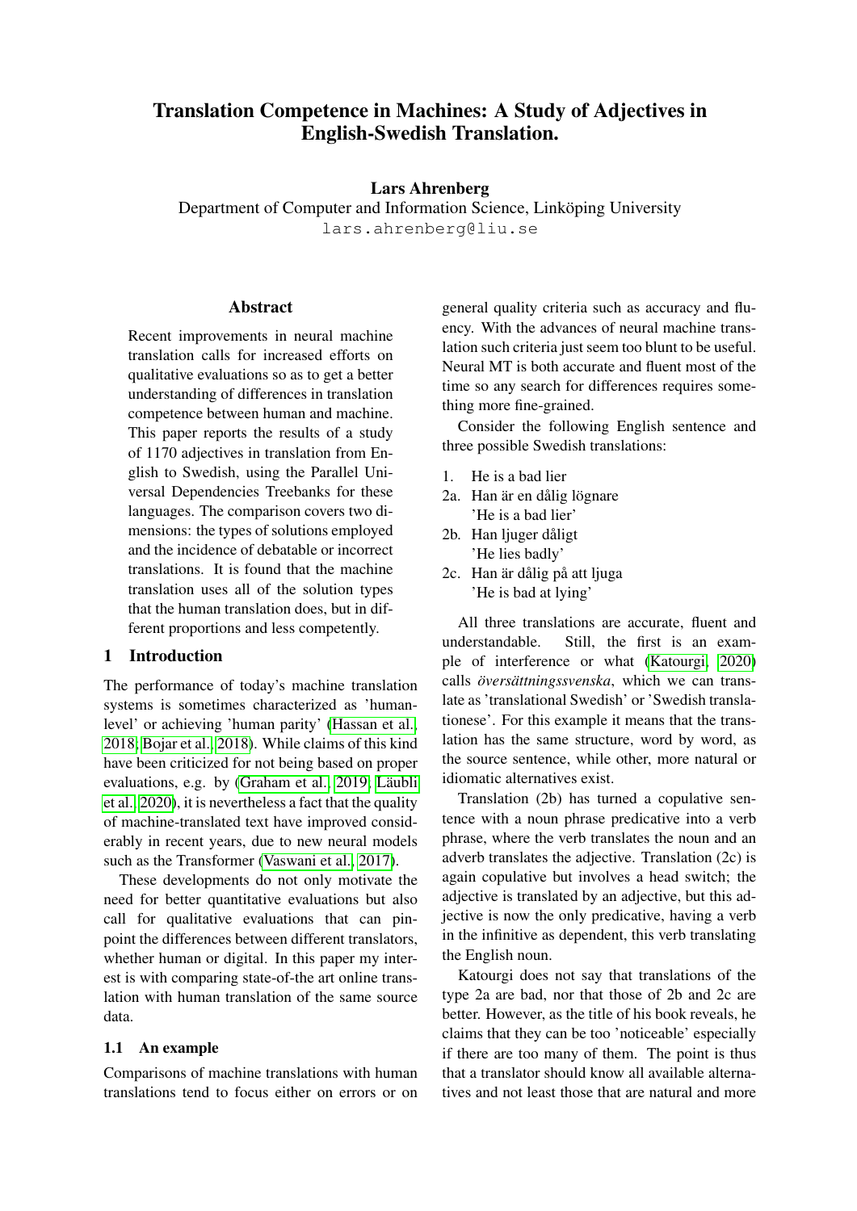# Translation Competence in Machines: A Study of Adjectives in English-Swedish Translation.

**Lars Ahrenberg**
Department of Computer and Information Science, Linköping University
lars.ahrenberg@liu.se

## Abstract

Recent improvements in neural machine translation calls for increased efforts on qualitative evaluations so as to get a better understanding of differences in translation competence between human and machine. This paper reports the results of a study of 1170 adjectives in translation from English to Swedish, using the Parallel Universal Dependencies Treebanks for these languages. The comparison covers two dimensions: the types of solutions employed and the incidence of debatable or incorrect translations. It is found that the machine translation uses all of the solution types that the human translation does, but in different proportions and less competently.

## 1 Introduction

The performance of today's machine translation systems is sometimes characterized as 'human-level' or achieving 'human parity' (Hassan et al., 2018; Bojar et al., 2018). While claims of this kind have been criticized for not being based on proper evaluations, e.g. by (Graham et al., 2019; Läubli et al., 2020), it is nevertheless a fact that the quality of machine-translated text have improved considerably in recent years, due to new neural models such as the Transformer (Vaswani et al., 2017).

These developments do not only motivate the need for better quantitative evaluations but also call for qualitative evaluations that can pinpoint the differences between different translators, whether human or digital. In this paper my interest is with comparing state-of-the art online translation with human translation of the same source data.

### 1.1 An example

Comparisons of machine translations with human translations tend to focus either on errors or on general quality criteria such as accuracy and fluency. With the advances of neural machine translation such criteria just seem too blunt to be useful. Neural MT is both accurate and fluent most of the time so any search for differences requires something more fine-grained.

Consider the following English sentence and three possible Swedish translations:

1. He is a bad lier

2a. Han är en dålig lögnare
'He is a bad lier'

2b. Han ljuger dåligt
'He lies badly'

2c. Han är dålig på att ljuga
'He is bad at lying'

All three translations are accurate, fluent and understandable. Still, the first is an example of interference or what (Katourgi, 2020) calls *översättningssvenska*, which we can translate as 'translational Swedish' or 'Swedish translationese'. For this example it means that the translation has the same structure, word by word, as the source sentence, while other, more natural or idiomatic alternatives exist.

Translation (2b) has turned a copulative sentence with a noun phrase predicative into a verb phrase, where the verb translates the noun and an adverb translates the adjective. Translation (2c) is again copulative but involves a head switch; the adjective is translated by an adjective, but this adjective is now the only predicative, having a verb in the infinitive as dependent, this verb translating the English noun.

Katourgi does not say that translations of the type 2a are bad, nor that those of 2b and 2c are better. However, as the title of his book reveals, he claims that they can be too 'noticeable' especially if there are too many of them. The point is thus that a translator should know all available alternatives and not least those that are natural and more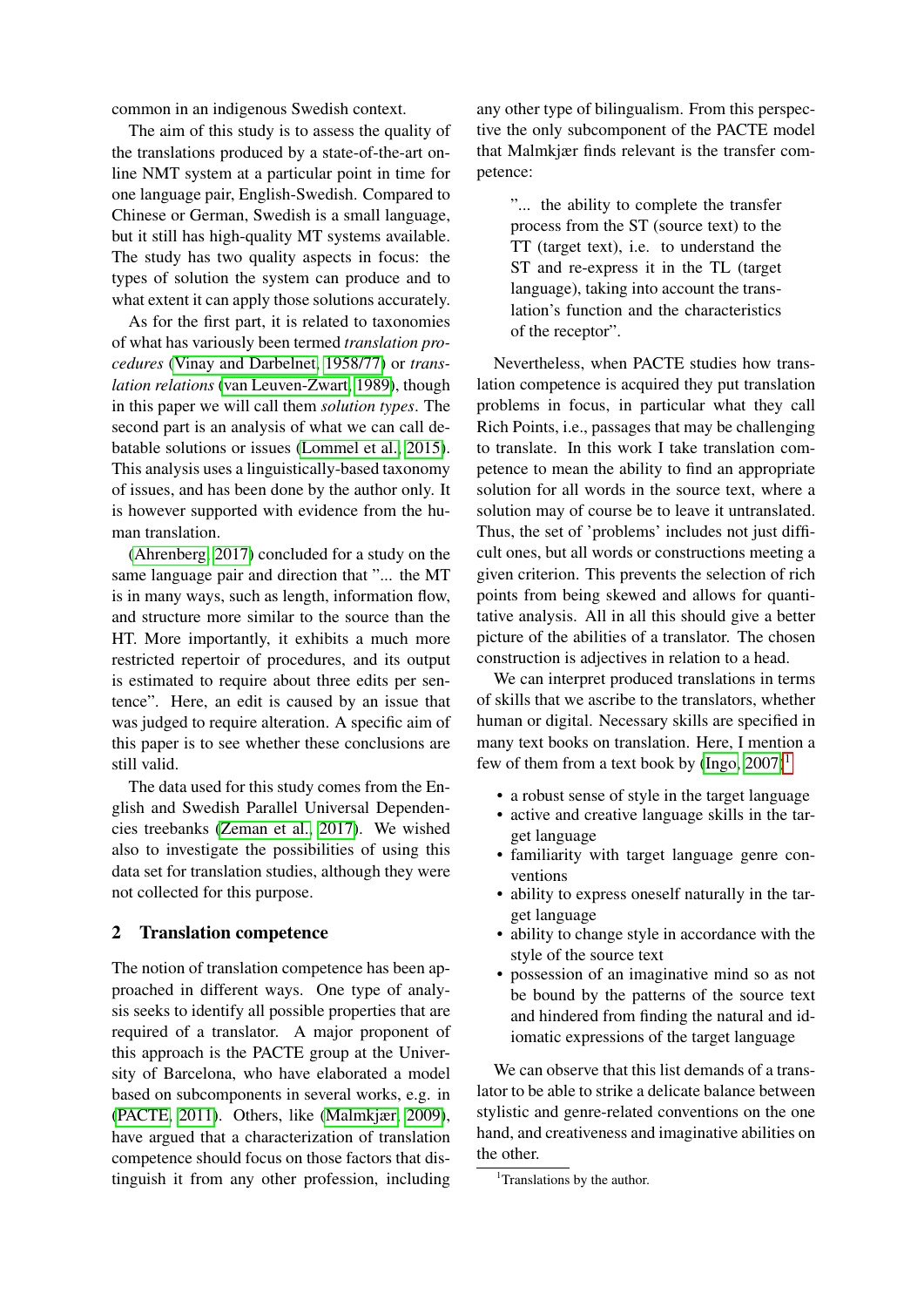common in an indigenous Swedish context.

The aim of this study is to assess the quality of the translations produced by a state-of-the-art online NMT system at a particular point in time for one language pair, English-Swedish. Compared to Chinese or German, Swedish is a small language, but it still has high-quality MT systems available. The study has two quality aspects in focus: the types of solution the system can produce and to what extent it can apply those solutions accurately.

As for the first part, it is related to taxonomies of what has variously been termed *translation procedures* (Vinay and Darbelnet, 1958/77) or *translation relations* (van Leuven-Zwart, 1989), though in this paper we will call them *solution types*. The second part is an analysis of what we can call debatable solutions or issues (Lommel et al., 2015). This analysis uses a linguistically-based taxonomy of issues, and has been done by the author only. It is however supported with evidence from the human translation.

(Ahrenberg, 2017) concluded for a study on the same language pair and direction that "... the MT is in many ways, such as length, information flow, and structure more similar to the source than the HT. More importantly, it exhibits a much more restricted repertoir of procedures, and its output is estimated to require about three edits per sentence". Here, an edit is caused by an issue that was judged to require alteration. A specific aim of this paper is to see whether these conclusions are still valid.

The data used for this study comes from the English and Swedish Parallel Universal Dependencies treebanks (Zeman et al., 2017). We wished also to investigate the possibilities of using this data set for translation studies, although they were not collected for this purpose.

## 2 Translation competence

The notion of translation competence has been approached in different ways. One type of analysis seeks to identify all possible properties that are required of a translator. A major proponent of this approach is the PACTE group at the University of Barcelona, who have elaborated a model based on subcomponents in several works, e.g. in (PACTE, 2011). Others, like (Malmkjær, 2009), have argued that a characterization of translation competence should focus on those factors that distinguish it from any other profession, including any other type of bilingualism. From this perspective the only subcomponent of the PACTE model that Malmkjær finds relevant is the transfer competence:

> "... the ability to complete the transfer process from the ST (source text) to the TT (target text), i.e. to understand the ST and re-express it in the TL (target language), taking into account the translation's function and the characteristics of the receptor".

Nevertheless, when PACTE studies how translation competence is acquired they put translation problems in focus, in particular what they call Rich Points, i.e., passages that may be challenging to translate. In this work I take translation competence to mean the ability to find an appropriate solution for all words in the source text, where a solution may of course be to leave it untranslated. Thus, the set of 'problems' includes not just difficult ones, but all words or constructions meeting a given criterion. This prevents the selection of rich points from being skewed and allows for quantitative analysis. All in all this should give a better picture of the abilities of a translator. The chosen construction is adjectives in relation to a head.

We can interpret produced translations in terms of skills that we ascribe to the translators, whether human or digital. Necessary skills are specified in many text books on translation. Here, I mention a few of them from a text book by (Ingo, 2007):[1]

- a robust sense of style in the target language
- active and creative language skills in the target language
- familiarity with target language genre conventions
- ability to express oneself naturally in the target language
- ability to change style in accordance with the style of the source text
- possession of an imaginative mind so as not be bound by the patterns of the source text and hindered from finding the natural and idiomatic expressions of the target language

We can observe that this list demands of a translator to be able to strike a delicate balance between stylistic and genre-related conventions on the one hand, and creativeness and imaginative abilities on the other.

[1] Translations by the author.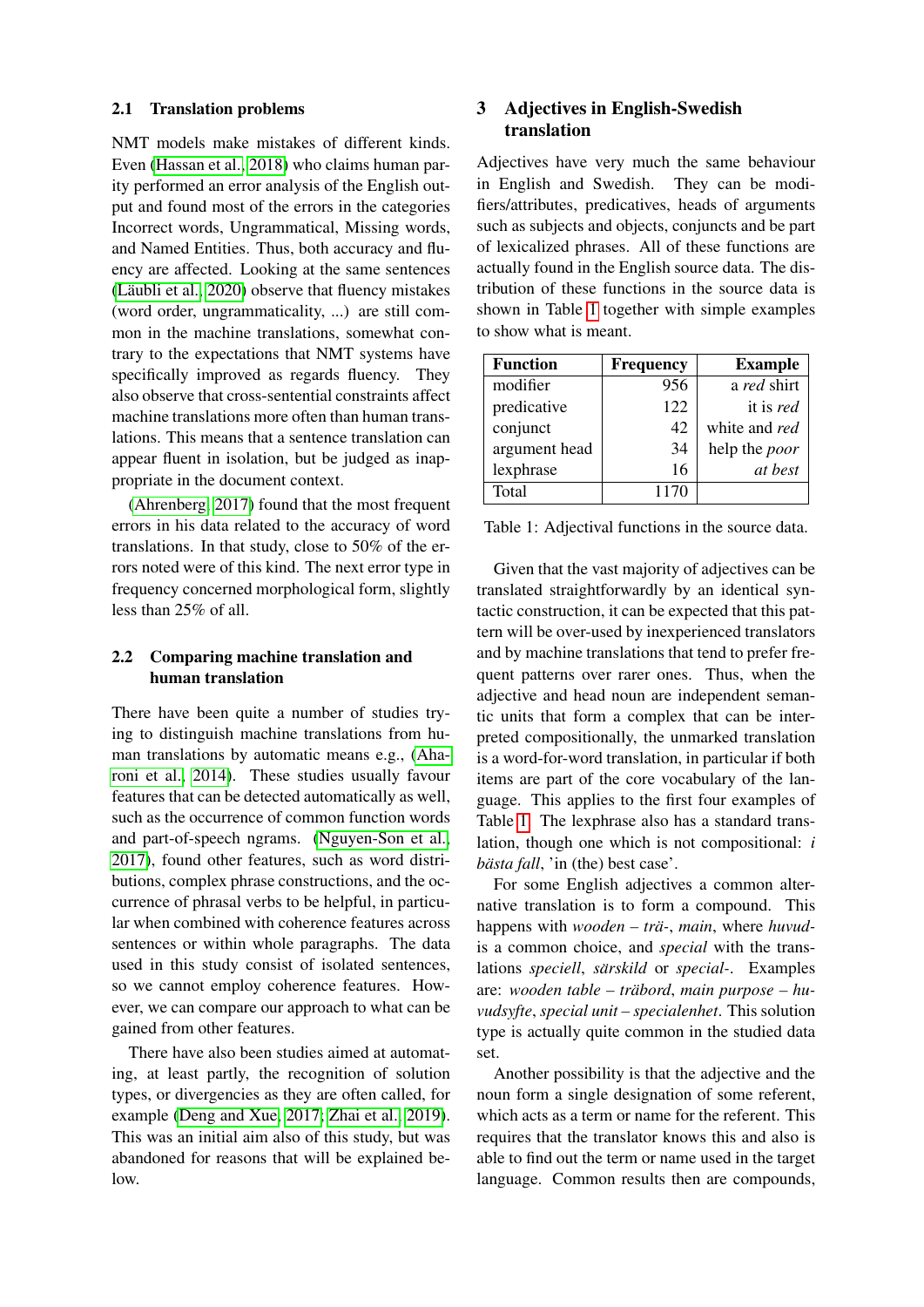### 2.1 Translation problems

NMT models make mistakes of different kinds. Even (Hassan et al., 2018) who claims human parity performed an error analysis of the English output and found most of the errors in the categories Incorrect words, Ungrammatical, Missing words, and Named Entities. Thus, both accuracy and fluency are affected. Looking at the same sentences (Läubli et al., 2020) observe that fluency mistakes (word order, ungrammaticality, ...) are still common in the machine translations, somewhat contrary to the expectations that NMT systems have specifically improved as regards fluency. They also observe that cross-sentential constraints affect machine translations more often than human translations. This means that a sentence translation can appear fluent in isolation, but be judged as inappropriate in the document context.

(Ahrenberg, 2017) found that the most frequent errors in his data related to the accuracy of word translations. In that study, close to 50% of the errors noted were of this kind. The next error type in frequency concerned morphological form, slightly less than 25% of all.

### 2.2 Comparing machine translation and human translation

There have been quite a number of studies trying to distinguish machine translations from human translations by automatic means e.g., (Aharoni et al., 2014). These studies usually favour features that can be detected automatically as well, such as the occurrence of common function words and part-of-speech ngrams. (Nguyen-Son et al., 2017), found other features, such as word distributions, complex phrase constructions, and the occurrence of phrasal verbs to be helpful, in particular when combined with coherence features across sentences or within whole paragraphs. The data used in this study consist of isolated sentences, so we cannot employ coherence features. However, we can compare our approach to what can be gained from other features.

There have also been studies aimed at automating, at least partly, the recognition of solution types, or divergencies as they are often called, for example (Deng and Xue, 2017; Zhai et al., 2019). This was an initial aim also of this study, but was abandoned for reasons that will be explained below.

## 3 Adjectives in English-Swedish translation

Adjectives have very much the same behaviour in English and Swedish. They can be modifiers/attributes, predicatives, heads of arguments such as subjects and objects, conjuncts and be part of lexicalized phrases. All of these functions are actually found in the English source data. The distribution of these functions in the source data is shown in Table 1 together with simple examples to show what is meant.

| Function | Frequency | Example |
|---|---|---|
| modifier | 956 | a *red* shirt |
| predicative | 122 | it is *red* |
| conjunct | 42 | white and *red* |
| argument head | 34 | help the *poor* |
| lexphrase | 16 | *at best* |
| Total | 1170 | |

Table 1: Adjectival functions in the source data.

Given that the vast majority of adjectives can be translated straightforwardly by an identical syntactic construction, it can be expected that this pattern will be over-used by inexperienced translators and by machine translations that tend to prefer frequent patterns over rarer ones. Thus, when the adjective and head noun are independent semantic units that form a complex that can be interpreted compositionally, the unmarked translation is a word-for-word translation, in particular if both items are part of the core vocabulary of the language. This applies to the first four examples of Table 1. The lexphrase also has a standard translation, though one which is not compositional: *i bästa fall*, 'in (the) best case'.

For some English adjectives a common alternative translation is to form a compound. This happens with *wooden – trä-*, *main*, where *huvud-* is a common choice, and *special* with the translations *speciell*, *särskild* or *special-*. Examples are: *wooden table – träbord*, *main purpose – huvudsyfte*, *special unit – specialenhet*. This solution type is actually quite common in the studied data set.

Another possibility is that the adjective and the noun form a single designation of some referent, which acts as a term or name for the referent. This requires that the translator knows this and also is able to find out the term or name used in the target language. Common results then are compounds,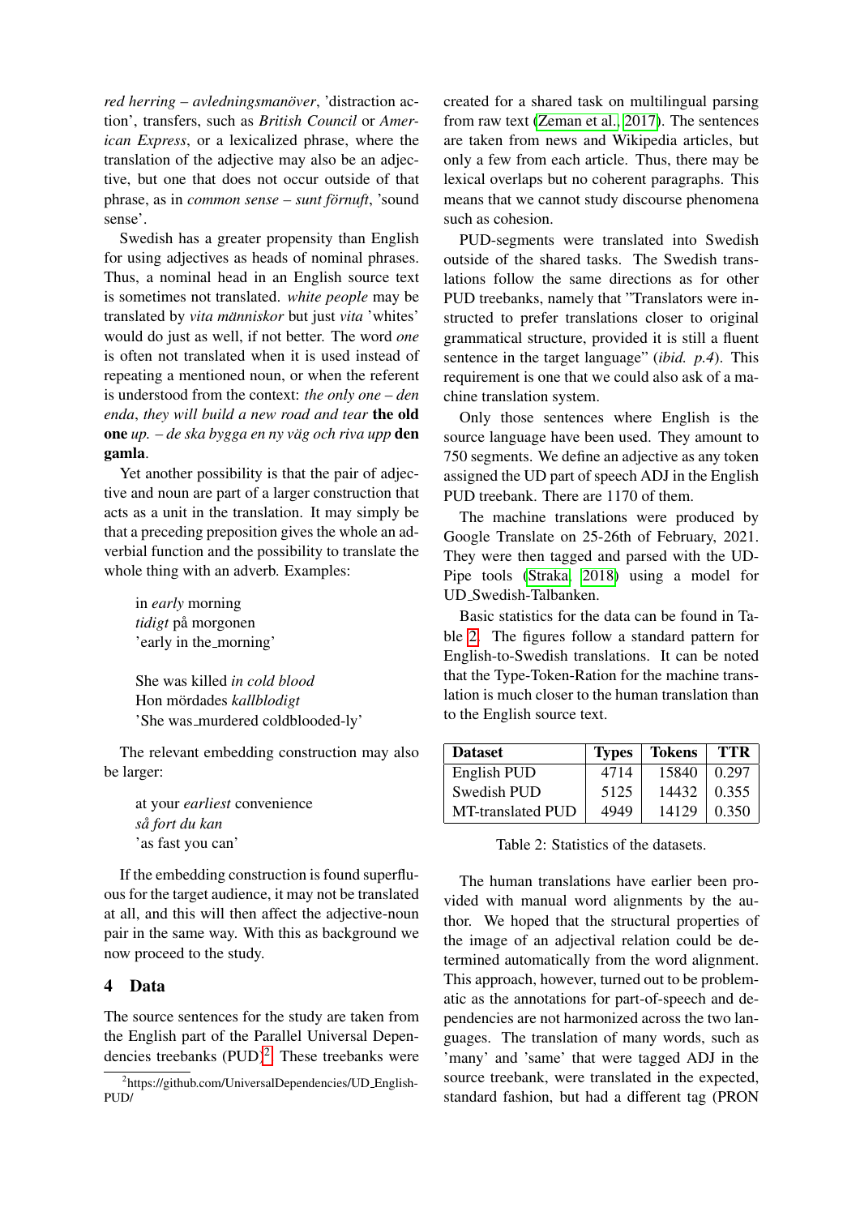*red herring – avledningsmanöver*, 'distraction action', transfers, such as *British Council* or *American Express*, or a lexicalized phrase, where the translation of the adjective may also be an adjective, but one that does not occur outside of that phrase, as in *common sense – sunt förnuft*, 'sound sense'.

Swedish has a greater propensity than English for using adjectives as heads of nominal phrases. Thus, a nominal head in an English source text is sometimes not translated. *white people* may be translated by *vita människor* but just *vita* 'whites' would do just as well, if not better. The word *one* is often not translated when it is used instead of repeating a mentioned noun, or when the referent is understood from the context: *the only one – den enda*, *they will build a new road and tear* **the old one** *up. – de ska bygga en ny väg och riva upp* **den gamla**.

Yet another possibility is that the pair of adjective and noun are part of a larger construction that acts as a unit in the translation. It may simply be that a preceding preposition gives the whole an adverbial function and the possibility to translate the whole thing with an adverb. Examples:

> in *early* morning
> *tidigt* på morgonen
> 'early in the_morning'
>
> She was killed *in cold blood*
> Hon mördades *kallblodigt*
> 'She was_murdered coldblooded-ly'

The relevant embedding construction may also be larger:

> at your *earliest* convenience
> *så fort du kan*
> 'as fast you can'

If the embedding construction is found superfluous for the target audience, it may not be translated at all, and this will then affect the adjective-noun pair in the same way. With this as background we now proceed to the study.

## 4 Data

The source sentences for the study are taken from the English part of the Parallel Universal Dependencies treebanks (PUD)[2]. These treebanks were created for a shared task on multilingual parsing from raw text (Zeman et al., 2017). The sentences are taken from news and Wikipedia articles, but only a few from each article. Thus, there may be lexical overlaps but no coherent paragraphs. This means that we cannot study discourse phenomena such as cohesion.

PUD-segments were translated into Swedish outside of the shared tasks. The Swedish translations follow the same directions as for other PUD treebanks, namely that "Translators were instructed to prefer translations closer to original grammatical structure, provided it is still a fluent sentence in the target language" (*ibid. p.4*). This requirement is one that we could also ask of a machine translation system.

Only those sentences where English is the source language have been used. They amount to 750 segments. We define an adjective as any token assigned the UD part of speech ADJ in the English PUD treebank. There are 1170 of them.

The machine translations were produced by Google Translate on 25-26th of February, 2021. They were then tagged and parsed with the UDPipe tools (Straka, 2018) using a model for UD_Swedish-Talbanken.

Basic statistics for the data can be found in Table 2. The figures follow a standard pattern for English-to-Swedish translations. It can be noted that the Type-Token-Ration for the machine translation is much closer to the human translation than to the English source text.

| Dataset | Types | Tokens | TTR |
|---|---|---|---|
| English PUD | 4714 | 15840 | 0.297 |
| Swedish PUD | 5125 | 14432 | 0.355 |
| MT-translated PUD | 4949 | 14129 | 0.350 |

Table 2: Statistics of the datasets.

The human translations have earlier been provided with manual word alignments by the author. We hoped that the structural properties of the image of an adjectival relation could be determined automatically from the word alignment. This approach, however, turned out to be problematic as the annotations for part-of-speech and dependencies are not harmonized across the two languages. The translation of many words, such as 'many' and 'same' that were tagged ADJ in the source treebank, were translated in the expected, standard fashion, but had a different tag (PRON

[2] https://github.com/UniversalDependencies/UD_English-PUD/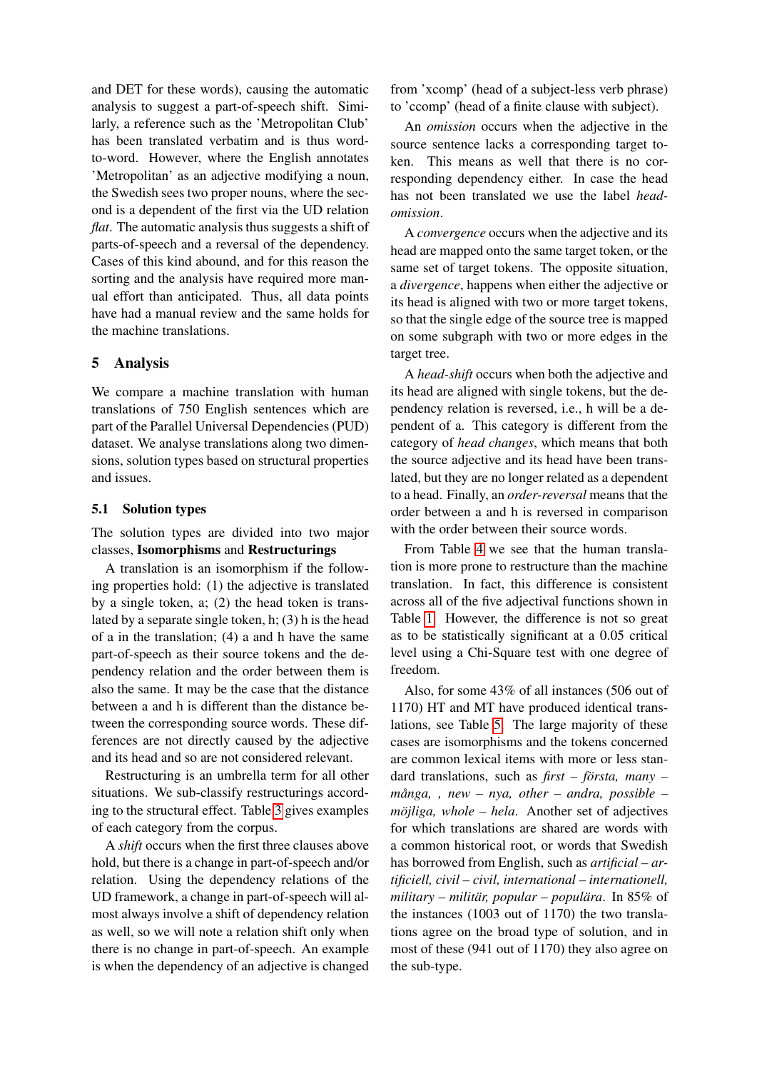and DET for these words), causing the automatic analysis to suggest a part-of-speech shift. Similarly, a reference such as the 'Metropolitan Club' has been translated verbatim and is thus word-to-word. However, where the English annotates 'Metropolitan' as an adjective modifying a noun, the Swedish sees two proper nouns, where the second is a dependent of the first via the UD relation *flat*. The automatic analysis thus suggests a shift of parts-of-speech and a reversal of the dependency. Cases of this kind abound, and for this reason the sorting and the analysis have required more manual effort than anticipated. Thus, all data points have had a manual review and the same holds for the machine translations.

## 5 Analysis

We compare a machine translation with human translations of 750 English sentences which are part of the Parallel Universal Dependencies (PUD) dataset. We analyse translations along two dimensions, solution types based on structural properties and issues.

### 5.1 Solution types

The solution types are divided into two major classes, **Isomorphisms** and **Restructurings**

A translation is an isomorphism if the following properties hold: (1) the adjective is translated by a single token, a; (2) the head token is translated by a separate single token, h; (3) h is the head of a in the translation; (4) a and h have the same part-of-speech as their source tokens and the dependency relation and the order between them is also the same. It may be the case that the distance between a and h is different than the distance between the corresponding source words. These differences are not directly caused by the adjective and its head and so are not considered relevant.

Restructuring is an umbrella term for all other situations. We sub-classify restructurings according to the structural effect. Table 3 gives examples of each category from the corpus.

A *shift* occurs when the first three clauses above hold, but there is a change in part-of-speech and/or relation. Using the dependency relations of the UD framework, a change in part-of-speech will almost always involve a shift of dependency relation as well, so we will note a relation shift only when there is no change in part-of-speech. An example is when the dependency of an adjective is changed from 'xcomp' (head of a subject-less verb phrase) to 'ccomp' (head of a finite clause with subject).

An *omission* occurs when the adjective in the source sentence lacks a corresponding target token. This means as well that there is no corresponding dependency either. In case the head has not been translated we use the label *head-omission*.

A *convergence* occurs when the adjective and its head are mapped onto the same target token, or the same set of target tokens. The opposite situation, a *divergence*, happens when either the adjective or its head is aligned with two or more target tokens, so that the single edge of the source tree is mapped on some subgraph with two or more edges in the target tree.

A *head-shift* occurs when both the adjective and its head are aligned with single tokens, but the dependency relation is reversed, i.e., h will be a dependent of a. This category is different from the category of *head changes*, which means that both the source adjective and its head have been translated, but they are no longer related as a dependent to a head. Finally, an *order-reversal* means that the order between a and h is reversed in comparison with the order between their source words.

From Table 4 we see that the human translation is more prone to restructure than the machine translation. In fact, this difference is consistent across all of the five adjectival functions shown in Table 1. However, the difference is not so great as to be statistically significant at a 0.05 critical level using a Chi-Square test with one degree of freedom.

Also, for some 43% of all instances (506 out of 1170) HT and MT have produced identical translations, see Table 5. The large majority of these cases are isomorphisms and the tokens concerned are common lexical items with more or less standard translations, such as *first – första, many – många, , new – nya, other – andra, possible – möjliga, whole – hela*. Another set of adjectives for which translations are shared are words with a common historical root, or words that Swedish has borrowed from English, such as *artificial – artificiell, civil – civil, international – internationell, military – militär, popular – populära*. In 85% of the instances (1003 out of 1170) the two translations agree on the broad type of solution, and in most of these (941 out of 1170) they also agree on the sub-type.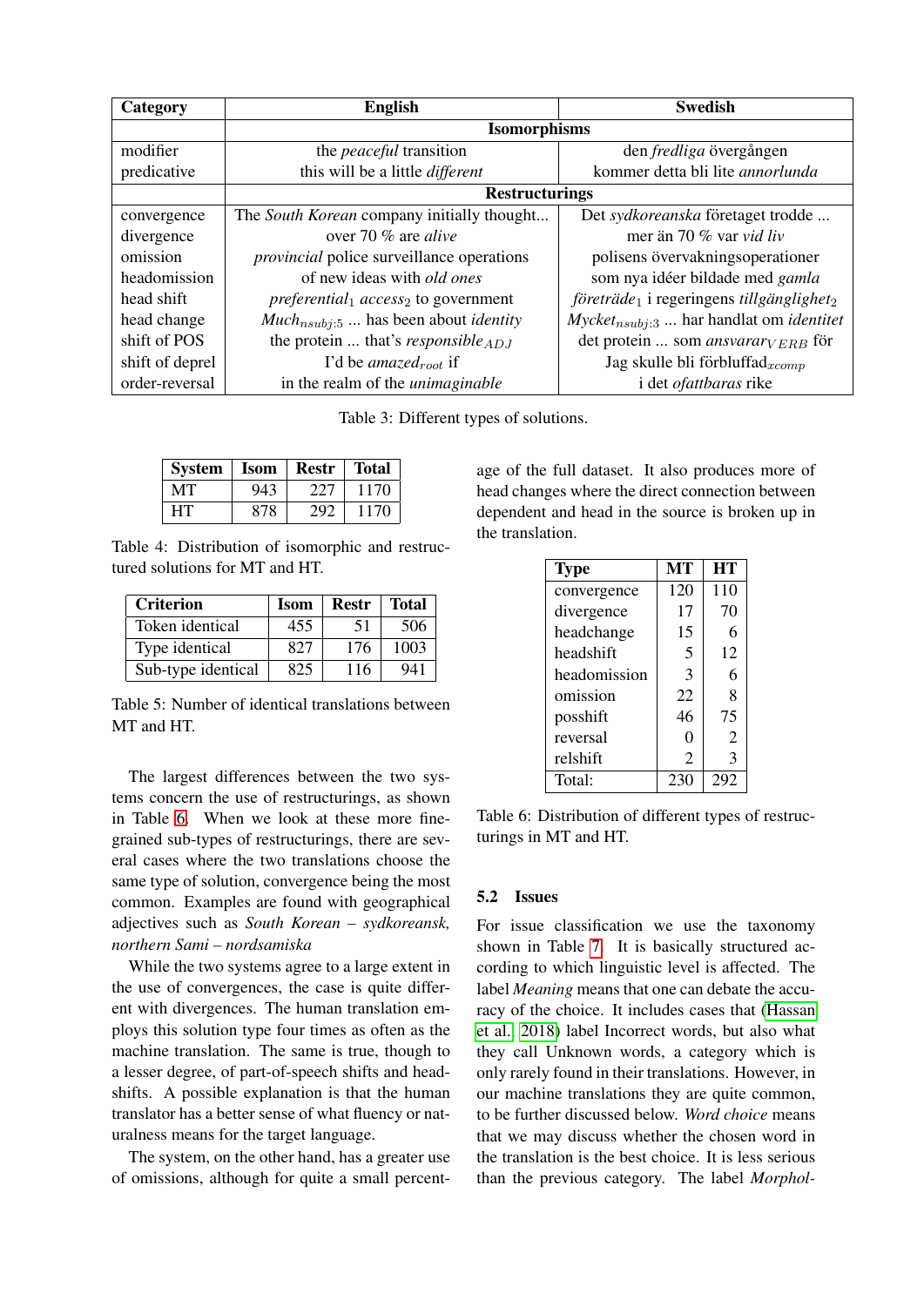| Category | English | Swedish |
|---|---|---|
| | **Isomorphisms** | |
| modifier | the *peaceful* transition | den *fredliga* övergången |
| predicative | this will be a little *different* | kommer detta bli lite *annorlunda* |
| | **Restructurings** | |
| convergence | The *South Korean* company initially thought... | Det *sydkoreanska* företaget trodde ... |
| divergence | over 70 % are *alive* | mer än 70 % var *vid liv* |
| omission | *provincial* police surveillance operations | polisens övervakningsoperationer |
| headomission | of new ideas with *old ones* | som nya idéer bildade med *gamla* |
| head shift | *preferential*$_1$ *access*$_2$ to government | *företräde*$_1$ i regeringens *tillgänglighet*$_2$ |
| head change | *Much*$_{nsubj:5}$ ... has been about *identity* | *Mycket*$_{nsubj:3}$ ... har handlat om *identitet* |
| shift of POS | the protein ... that's *responsible*$_{ADJ}$ | det protein ... som *ansvarar*$_{VERB}$ för |
| shift of deprel | I'd be *amazed*$_{root}$ if | Jag skulle bli förbluffad$_{xcomp}$ |
| order-reversal | in the realm of the *unimaginable* | i det *ofattbaras* rike |

Table 3: Different types of solutions.

| System | Isom | Restr | Total |
|---|---|---|---|
| MT | 943 | 227 | 1170 |
| HT | 878 | 292 | 1170 |

Table 4: Distribution of isomorphic and restructured solutions for MT and HT.

| Criterion | Isom | Restr | Total |
|---|---|---|---|
| Token identical | 455 | 51 | 506 |
| Type identical | 827 | 176 | 1003 |
| Sub-type identical | 825 | 116 | 941 |

Table 5: Number of identical translations between MT and HT.

The largest differences between the two systems concern the use of restructurings, as shown in Table 6. When we look at these more fine-grained sub-types of restructurings, there are several cases where the two translations choose the same type of solution, convergence being the most common. Examples are found with geographical adjectives such as *South Korean – sydkoreansk, northern Sami – nordsamiska*

While the two systems agree to a large extent in the use of convergences, the case is quite different with divergences. The human translation employs this solution type four times as often as the machine translation. The same is true, though to a lesser degree, of part-of-speech shifts and head-shifts. A possible explanation is that the human translator has a better sense of what fluency or naturalness means for the target language.

The system, on the other hand, has a greater use of omissions, although for quite a small percentage of the full dataset. It also produces more of head changes where the direct connection between dependent and head in the source is broken up in the translation.

| Type | MT | HT |
|---|---|---|
| convergence | 120 | 110 |
| divergence | 17 | 70 |
| headchange | 15 | 6 |
| headshift | 5 | 12 |
| headomission | 3 | 6 |
| omission | 22 | 8 |
| posshift | 46 | 75 |
| reversal | 0 | 2 |
| relshift | 2 | 3 |
| Total: | 230 | 292 |

Table 6: Distribution of different types of restructurings in MT and HT.

### 5.2 Issues

For issue classification we use the taxonomy shown in Table 7. It is basically structured according to which linguistic level is affected. The label *Meaning* means that one can debate the accuracy of the choice. It includes cases that (Hassan et al., 2018) label Incorrect words, but also what they call Unknown words, a category which is only rarely found in their translations. However, in our machine translations they are quite common, to be further discussed below. *Word choice* means that we may discuss whether the chosen word in the translation is the best choice. It is less serious than the previous category. The label *Morphol-*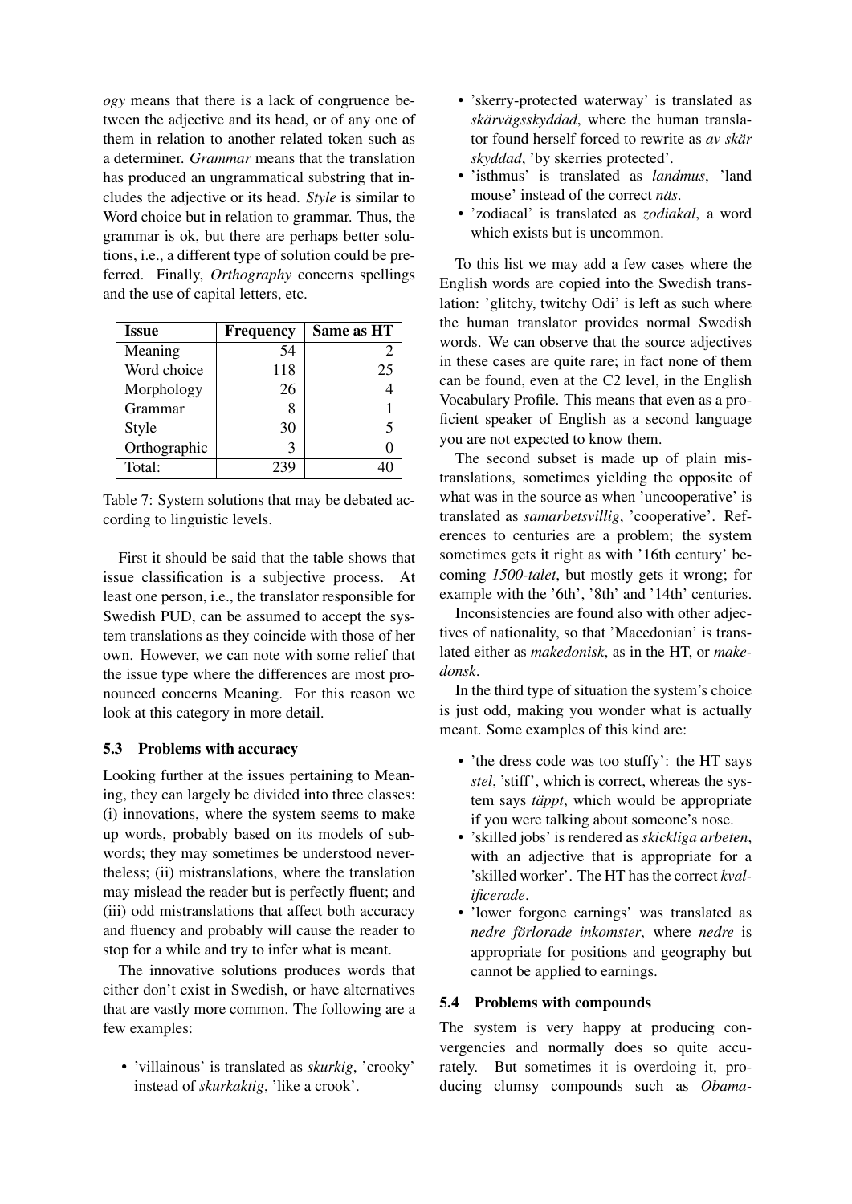*ogy* means that there is a lack of congruence between the adjective and its head, or of any one of them in relation to another related token such as a determiner. *Grammar* means that the translation has produced an ungrammatical substring that includes the adjective or its head. *Style* is similar to Word choice but in relation to grammar. Thus, the grammar is ok, but there are perhaps better solutions, i.e., a different type of solution could be preferred. Finally, *Orthography* concerns spellings and the use of capital letters, etc.

| Issue | Frequency | Same as HT |
|---|---|---|
| Meaning | 54 | 2 |
| Word choice | 118 | 25 |
| Morphology | 26 | 4 |
| Grammar | 8 | 1 |
| Style | 30 | 5 |
| Orthographic | 3 | 0 |
| Total: | 239 | 40 |

Table 7: System solutions that may be debated according to linguistic levels.

First it should be said that the table shows that issue classification is a subjective process. At least one person, i.e., the translator responsible for Swedish PUD, can be assumed to accept the system translations as they coincide with those of her own. However, we can note with some relief that the issue type where the differences are most pronounced concerns Meaning. For this reason we look at this category in more detail.

### 5.3 Problems with accuracy

Looking further at the issues pertaining to Meaning, they can largely be divided into three classes: (i) innovations, where the system seems to make up words, probably based on its models of subwords; they may sometimes be understood nevertheless; (ii) mistranslations, where the translation may mislead the reader but is perfectly fluent; and (iii) odd mistranslations that affect both accuracy and fluency and probably will cause the reader to stop for a while and try to infer what is meant.

The innovative solutions produces words that either don't exist in Swedish, or have alternatives that are vastly more common. The following are a few examples:

- 'villainous' is translated as *skurkig*, 'crooky' instead of *skurkaktig*, 'like a crook'.
- 'skerry-protected waterway' is translated as *skärvägsskyddad*, where the human translator found herself forced to rewrite as *av skär skyddad*, 'by skerries protected'.
- 'isthmus' is translated as *landmus*, 'land mouse' instead of the correct *näs*.
- 'zodiacal' is translated as *zodiakal*, a word which exists but is uncommon.

To this list we may add a few cases where the English words are copied into the Swedish translation: 'glitchy, twitchy Odi' is left as such where the human translator provides normal Swedish words. We can observe that the source adjectives in these cases are quite rare; in fact none of them can be found, even at the C2 level, in the English Vocabulary Profile. This means that even as a proficient speaker of English as a second language you are not expected to know them.

The second subset is made up of plain mistranslations, sometimes yielding the opposite of what was in the source as when 'uncooperative' is translated as *samarbetsvillig*, 'cooperative'. References to centuries are a problem; the system sometimes gets it right as with '16th century' becoming *1500-talet*, but mostly gets it wrong; for example with the '6th', '8th' and '14th' centuries.

Inconsistencies are found also with other adjectives of nationality, so that 'Macedonian' is translated either as *makedonisk*, as in the HT, or *makedonsk*.

In the third type of situation the system's choice is just odd, making you wonder what is actually meant. Some examples of this kind are:

- 'the dress code was too stuffy': the HT says *stel*, 'stiff', which is correct, whereas the system says *täppt*, which would be appropriate if you were talking about someone's nose.
- 'skilled jobs' is rendered as *skickliga arbeten*, with an adjective that is appropriate for a 'skilled worker'. The HT has the correct *kvalificerade*.
- 'lower forgone earnings' was translated as *nedre förlorade inkomster*, where *nedre* is appropriate for positions and geography but cannot be applied to earnings.

### 5.4 Problems with compounds

The system is very happy at producing convergencies and normally does so quite accurately. But sometimes it is overdoing it, producing clumsy compounds such as *Obama-*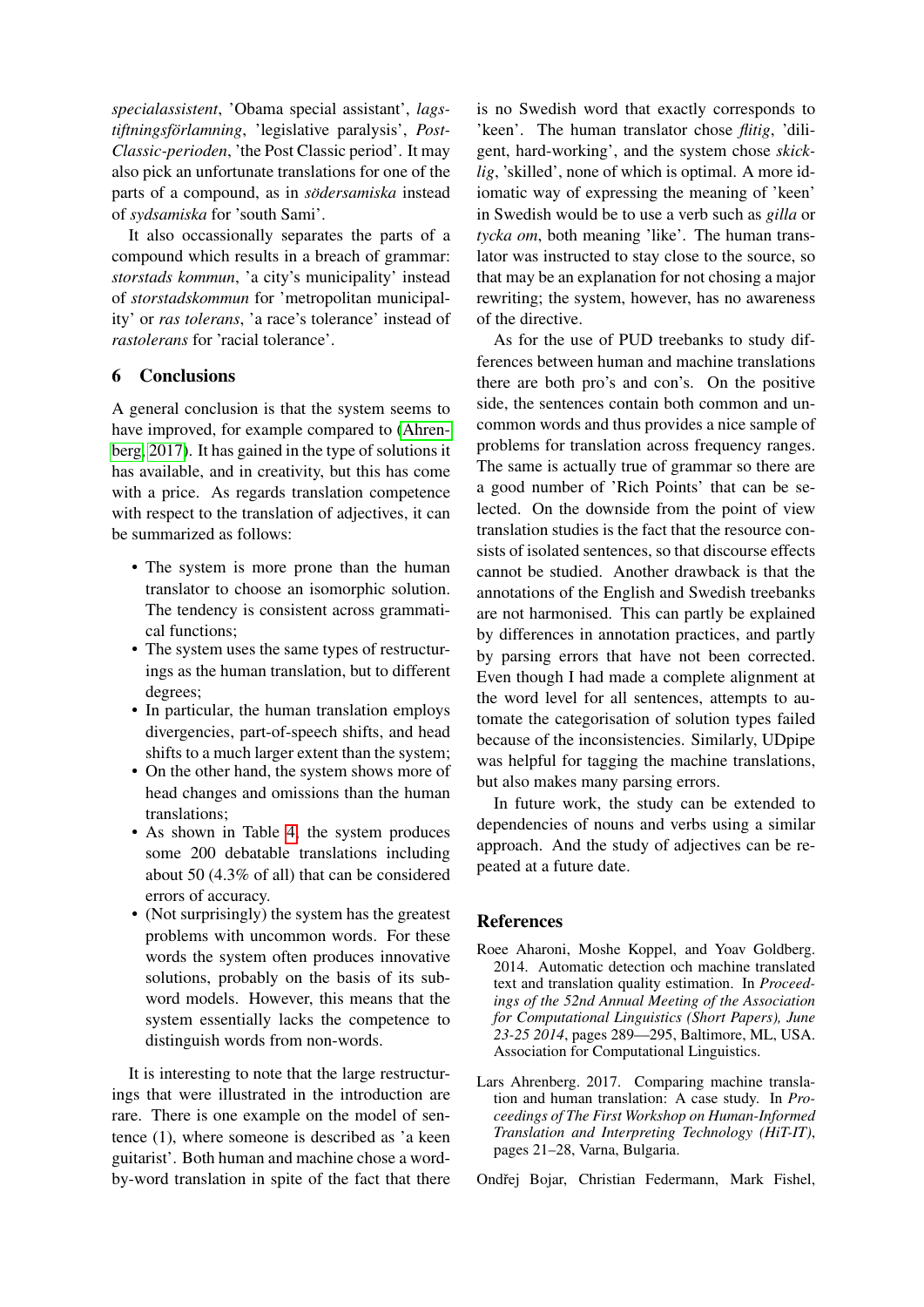*specialassistent*, 'Obama special assistant', *lagstiftningsförlamning*, 'legislative paralysis', *Post-Classic-perioden*, 'the Post Classic period'. It may also pick an unfortunate translations for one of the parts of a compound, as in *södersamiska* instead of *sydsamiska* for 'south Sami'.

It also occassionally separates the parts of a compound which results in a breach of grammar: *storstads kommun*, 'a city's municipality' instead of *storstadskommun* for 'metropolitan municipality' or *ras tolerans*, 'a race's tolerance' instead of *rastolerans* for 'racial tolerance'.

## 6 Conclusions

A general conclusion is that the system seems to have improved, for example compared to (Ahrenberg, 2017). It has gained in the type of solutions it has available, and in creativity, but this has come with a price. As regards translation competence with respect to the translation of adjectives, it can be summarized as follows:

- The system is more prone than the human translator to choose an isomorphic solution. The tendency is consistent across grammatical functions;
- The system uses the same types of restructurings as the human translation, but to different degrees;
- In particular, the human translation employs divergencies, part-of-speech shifts, and head shifts to a much larger extent than the system;
- On the other hand, the system shows more of head changes and omissions than the human translations;
- As shown in Table 4, the system produces some 200 debatable translations including about 50 (4.3% of all) that can be considered errors of accuracy.
- (Not surprisingly) the system has the greatest problems with uncommon words. For these words the system often produces innovative solutions, probably on the basis of its subword models. However, this means that the system essentially lacks the competence to distinguish words from non-words.

It is interesting to note that the large restructurings that were illustrated in the introduction are rare. There is one example on the model of sentence (1), where someone is described as 'a keen guitarist'. Both human and machine chose a word-by-word translation in spite of the fact that there is no Swedish word that exactly corresponds to 'keen'. The human translator chose *flitig*, 'diligent, hard-working', and the system chose *skicklig*, 'skilled', none of which is optimal. A more idiomatic way of expressing the meaning of 'keen' in Swedish would be to use a verb such as *gilla* or *tycka om*, both meaning 'like'. The human translator was instructed to stay close to the source, so that may be an explanation for not chosing a major rewriting; the system, however, has no awareness of the directive.

As for the use of PUD treebanks to study differences between human and machine translations there are both pro's and con's. On the positive side, the sentences contain both common and uncommon words and thus provides a nice sample of problems for translation across frequency ranges. The same is actually true of grammar so there are a good number of 'Rich Points' that can be selected. On the downside from the point of view translation studies is the fact that the resource consists of isolated sentences, so that discourse effects cannot be studied. Another drawback is that the annotations of the English and Swedish treebanks are not harmonised. This can partly be explained by differences in annotation practices, and partly by parsing errors that have not been corrected. Even though I had made a complete alignment at the word level for all sentences, attempts to automate the categorisation of solution types failed because of the inconsistencies. Similarly, UDpipe was helpful for tagging the machine translations, but also makes many parsing errors.

In future work, the study can be extended to dependencies of nouns and verbs using a similar approach. And the study of adjectives can be repeated at a future date.

## References

Roee Aharoni, Moshe Koppel, and Yoav Goldberg. 2014. Automatic detection och machine translated text and translation quality estimation. In *Proceedings of the 52nd Annual Meeting of the Association for Computational Linguistics (Short Papers), June 23-25 2014*, pages 289—295, Baltimore, ML, USA. Association for Computational Linguistics.

Lars Ahrenberg. 2017. Comparing machine translation and human translation: A case study. In *Proceedings of The First Workshop on Human-Informed Translation and Interpreting Technology (HiT-IT)*, pages 21–28, Varna, Bulgaria.

Ondřej Bojar, Christian Federmann, Mark Fishel,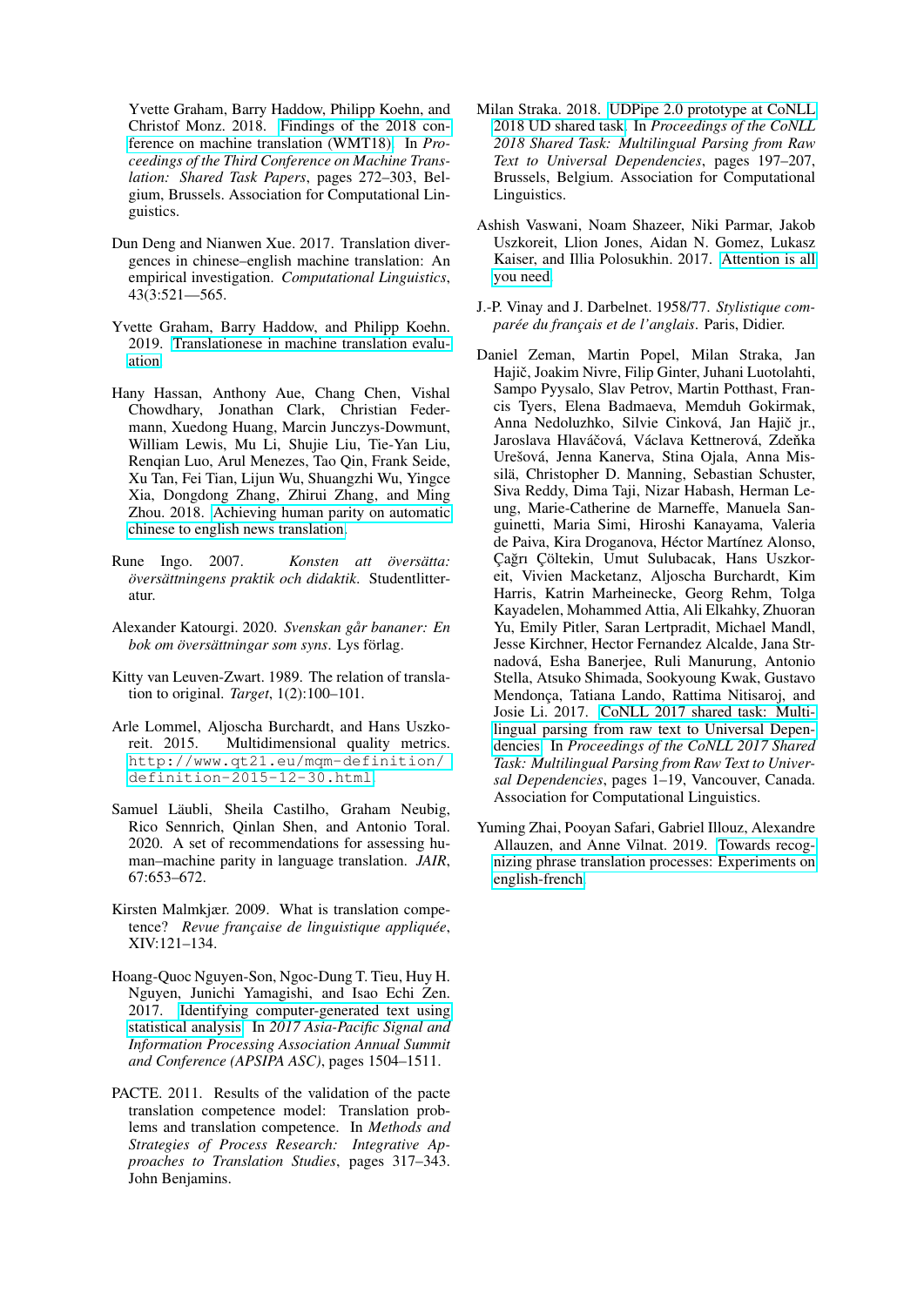Yvette Graham, Barry Haddow, Philipp Koehn, and Christof Monz. 2018. Findings of the 2018 conference on machine translation (WMT18). In *Proceedings of the Third Conference on Machine Translation: Shared Task Papers*, pages 272–303, Belgium, Brussels. Association for Computational Linguistics.

Dun Deng and Nianwen Xue. 2017. Translation divergences in chinese–english machine translation: An empirical investigation. *Computational Linguistics*, 43(3:521—565.

Yvette Graham, Barry Haddow, and Philipp Koehn. 2019. Translationese in machine translation evaluation.

Hany Hassan, Anthony Aue, Chang Chen, Vishal Chowdhary, Jonathan Clark, Christian Federmann, Xuedong Huang, Marcin Junczys-Dowmunt, William Lewis, Mu Li, Shujie Liu, Tie-Yan Liu, Renqian Luo, Arul Menezes, Tao Qin, Frank Seide, Xu Tan, Fei Tian, Lijun Wu, Shuangzhi Wu, Yingce Xia, Dongdong Zhang, Zhirui Zhang, and Ming Zhou. 2018. Achieving human parity on automatic chinese to english news translation.

Rune Ingo. 2007. *Konsten att översätta: översättningens praktik och didaktik*. Studentlitteratur.

Alexander Katourgi. 2020. *Svenskan går bananer: En bok om översättningar som syns*. Lys förlag.

Kitty van Leuven-Zwart. 1989. The relation of translation to original. *Target*, 1(2):100–101.

Arle Lommel, Aljoscha Burchardt, and Hans Uszkoreit. 2015. Multidimensional quality metrics. `http://www.qt21.eu/mqm-definition/definition-2015-12-30.html`.

Samuel Läubli, Sheila Castilho, Graham Neubig, Rico Sennrich, Qinlan Shen, and Antonio Toral. 2020. A set of recommendations for assessing human–machine parity in language translation. *JAIR*, 67:653–672.

Kirsten Malmkjær. 2009. What is translation competence? *Revue française de linguistique appliquée*, XIV:121–134.

Hoang-Quoc Nguyen-Son, Ngoc-Dung T. Tieu, Huy H. Nguyen, Junichi Yamagishi, and Isao Echi Zen. 2017. Identifying computer-generated text using statistical analysis. In *2017 Asia-Pacific Signal and Information Processing Association Annual Summit and Conference (APSIPA ASC)*, pages 1504–1511.

PACTE. 2011. Results of the validation of the pacte translation competence model: Translation problems and translation competence. In *Methods and Strategies of Process Research: Integrative Approaches to Translation Studies*, pages 317–343. John Benjamins.

Milan Straka. 2018. UDPipe 2.0 prototype at CoNLL 2018 UD shared task. In *Proceedings of the CoNLL 2018 Shared Task: Multilingual Parsing from Raw Text to Universal Dependencies*, pages 197–207, Brussels, Belgium. Association for Computational Linguistics.

Ashish Vaswani, Noam Shazeer, Niki Parmar, Jakob Uszkoreit, Llion Jones, Aidan N. Gomez, Lukasz Kaiser, and Illia Polosukhin. 2017. Attention is all you need.

J.-P. Vinay and J. Darbelnet. 1958/77. *Stylistique comparée du français et de l'anglais*. Paris, Didier.

Daniel Zeman, Martin Popel, Milan Straka, Jan Hajič, Joakim Nivre, Filip Ginter, Juhani Luotolahti, Sampo Pyysalo, Slav Petrov, Martin Potthast, Francis Tyers, Elena Badmaeva, Memduh Gokirmak, Anna Nedoluzhko, Silvie Cinková, Jan Hajič jr., Jaroslava Hlaváčová, Václava Kettnerová, Zdeňka Urešová, Jenna Kanerva, Stina Ojala, Anna Missilä, Christopher D. Manning, Sebastian Schuster, Siva Reddy, Dima Taji, Nizar Habash, Herman Leung, Marie-Catherine de Marneffe, Manuela Sanguinetti, Maria Simi, Hiroshi Kanayama, Valeria de Paiva, Kira Droganova, Héctor Martínez Alonso, Çağrı Çöltekin, Umut Sulubacak, Hans Uszkoreit, Vivien Macketanz, Aljoscha Burchardt, Kim Harris, Katrin Marheinecke, Georg Rehm, Tolga Kayadelen, Mohammed Attia, Ali Elkahky, Zhuoran Yu, Emily Pitler, Saran Lertpradit, Michael Mandl, Jesse Kirchner, Hector Fernandez Alcalde, Jana Strnadová, Esha Banerjee, Ruli Manurung, Antonio Stella, Atsuko Shimada, Sookyoung Kwak, Gustavo Mendonça, Tatiana Lando, Rattima Nitisaroj, and Josie Li. 2017. CoNLL 2017 shared task: Multilingual parsing from raw text to Universal Dependencies. In *Proceedings of the CoNLL 2017 Shared Task: Multilingual Parsing from Raw Text to Universal Dependencies*, pages 1–19, Vancouver, Canada. Association for Computational Linguistics.

Yuming Zhai, Pooyan Safari, Gabriel Illouz, Alexandre Allauzen, and Anne Vilnat. 2019. Towards recognizing phrase translation processes: Experiments on english-french.